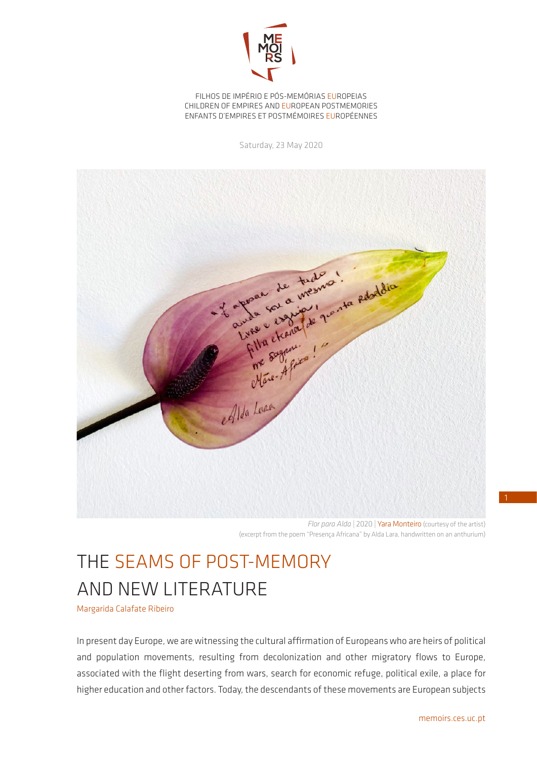FILHOS DE IMPÉRIO E PÓS-MEMÓRIAS EUROPEIAS
CHILDREN OF EMPIRES AND EUROPEAN POSTMEMORIES
ENFANTS D'EMPIRES ET POSTMÉMOIRES EUROPÉENNES

Saturday, 23 May 2020

*Flor para Alda* | 2020 | Yara Monteiro (courtesy of the artist)
(excerpt from the poem "Presença Africana" by Alda Lara, handwritten on an anthurium)

# THE SEAMS OF POST-MEMORY AND NEW LITERATURE

Margarida Calafate Ribeiro

In present day Europe, we are witnessing the cultural affirmation of Europeans who are heirs of political and population movements, resulting from decolonization and other migratory flows to Europe, associated with the flight deserting from wars, search for economic refuge, political exile, a place for higher education and other factors. Today, the descendants of these movements are European subjects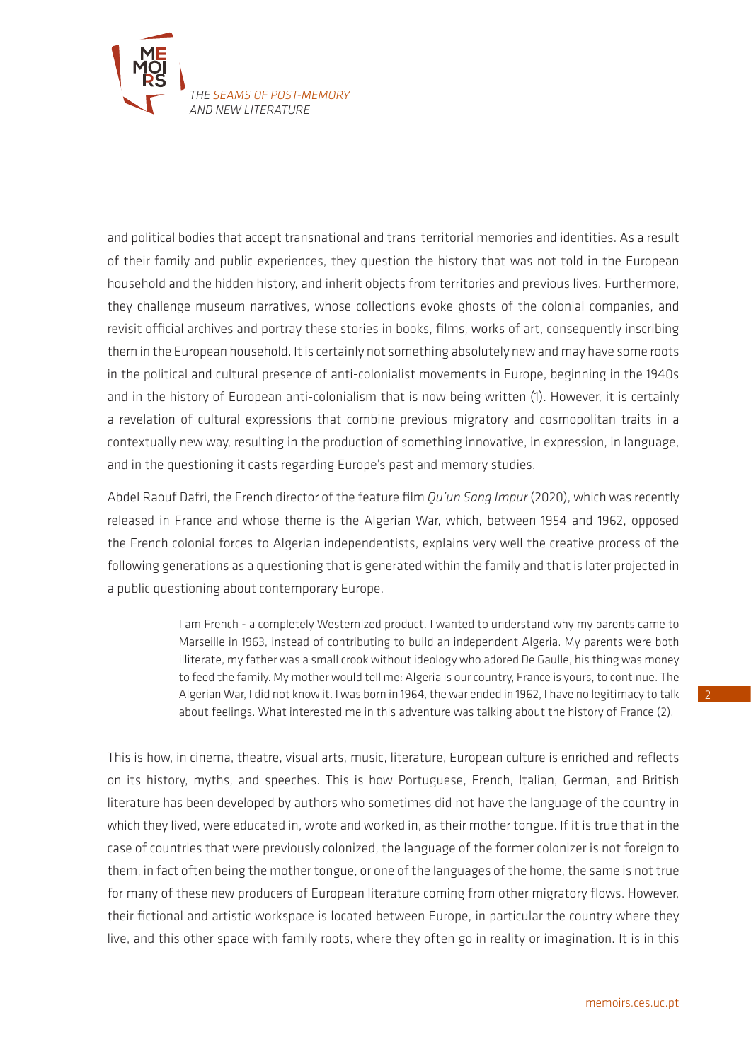and political bodies that accept transnational and trans-territorial memories and identities. As a result of their family and public experiences, they question the history that was not told in the European household and the hidden history, and inherit objects from territories and previous lives. Furthermore, they challenge museum narratives, whose collections evoke ghosts of the colonial companies, and revisit official archives and portray these stories in books, films, works of art, consequently inscribing them in the European household. It is certainly not something absolutely new and may have some roots in the political and cultural presence of anti-colonialist movements in Europe, beginning in the 1940s and in the history of European anti-colonialism that is now being written (1). However, it is certainly a revelation of cultural expressions that combine previous migratory and cosmopolitan traits in a contextually new way, resulting in the production of something innovative, in expression, in language, and in the questioning it casts regarding Europe's past and memory studies.

Abdel Raouf Dafri, the French director of the feature film *Qu'un Sang Impur* (2020), which was recently released in France and whose theme is the Algerian War, which, between 1954 and 1962, opposed the French colonial forces to Algerian independentists, explains very well the creative process of the following generations as a questioning that is generated within the family and that is later projected in a public questioning about contemporary Europe.

> I am French - a completely Westernized product. I wanted to understand why my parents came to Marseille in 1963, instead of contributing to build an independent Algeria. My parents were both illiterate, my father was a small crook without ideology who adored De Gaulle, his thing was money to feed the family. My mother would tell me: Algeria is our country, France is yours, to continue. The Algerian War, I did not know it. I was born in 1964, the war ended in 1962, I have no legitimacy to talk about feelings. What interested me in this adventure was talking about the history of France (2).

This is how, in cinema, theatre, visual arts, music, literature, European culture is enriched and reflects on its history, myths, and speeches. This is how Portuguese, French, Italian, German, and British literature has been developed by authors who sometimes did not have the language of the country in which they lived, were educated in, wrote and worked in, as their mother tongue. If it is true that in the case of countries that were previously colonized, the language of the former colonizer is not foreign to them, in fact often being the mother tongue, or one of the languages of the home, the same is not true for many of these new producers of European literature coming from other migratory flows. However, their fictional and artistic workspace is located between Europe, in particular the country where they live, and this other space with family roots, where they often go in reality or imagination. It is in this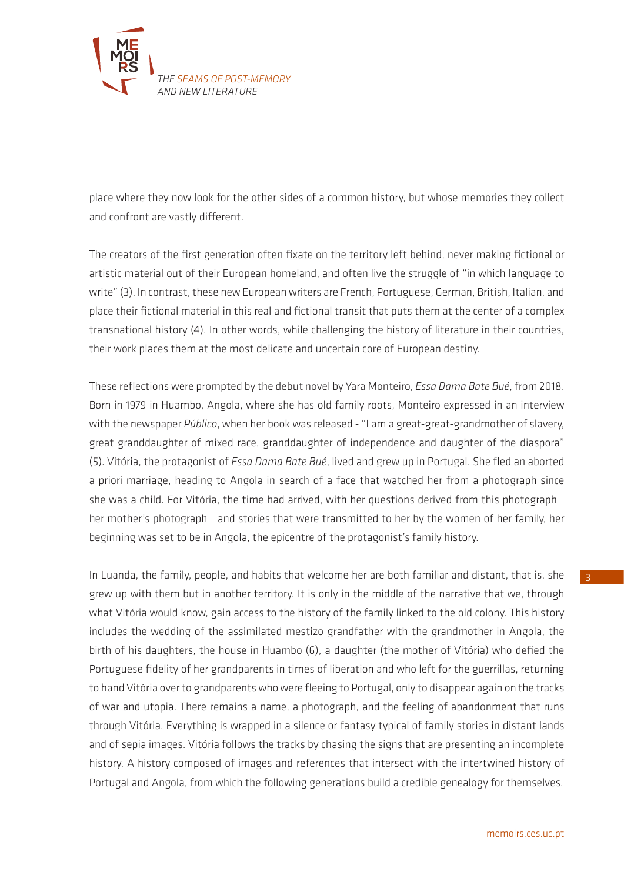place where they now look for the other sides of a common history, but whose memories they collect and confront are vastly different.

The creators of the first generation often fixate on the territory left behind, never making fictional or artistic material out of their European homeland, and often live the struggle of "in which language to write" (3). In contrast, these new European writers are French, Portuguese, German, British, Italian, and place their fictional material in this real and fictional transit that puts them at the center of a complex transnational history (4). In other words, while challenging the history of literature in their countries, their work places them at the most delicate and uncertain core of European destiny.

These reflections were prompted by the debut novel by Yara Monteiro, *Essa Dama Bate Bué*, from 2018. Born in 1979 in Huambo, Angola, where she has old family roots, Monteiro expressed in an interview with the newspaper *Públíco*, when her book was released - "I am a great-great-grandmother of slavery, great-granddaughter of mixed race, granddaughter of independence and daughter of the diaspora" (5). Vitória, the protagonist of *Essa Dama Bate Bué*, lived and grew up in Portugal. She fled an aborted a priori marriage, heading to Angola in search of a face that watched her from a photograph since she was a child. For Vitória, the time had arrived, with her questions derived from this photograph - her mother's photograph - and stories that were transmitted to her by the women of her family, her beginning was set to be in Angola, the epicentre of the protagonist's family history.

In Luanda, the family, people, and habits that welcome her are both familiar and distant, that is, she grew up with them but in another territory. It is only in the middle of the narrative that we, through what Vitória would know, gain access to the history of the family linked to the old colony. This history includes the wedding of the assimilated mestizo grandfather with the grandmother in Angola, the birth of his daughters, the house in Huambo (6), a daughter (the mother of Vitória) who defied the Portuguese fidelity of her grandparents in times of liberation and who left for the guerrillas, returning to hand Vitória over to grandparents who were fleeing to Portugal, only to disappear again on the tracks of war and utopia. There remains a name, a photograph, and the feeling of abandonment that runs through Vitória. Everything is wrapped in a silence or fantasy typical of family stories in distant lands and of sepia images. Vitória follows the tracks by chasing the signs that are presenting an incomplete history. A history composed of images and references that intersect with the intertwined history of Portugal and Angola, from which the following generations build a credible genealogy for themselves.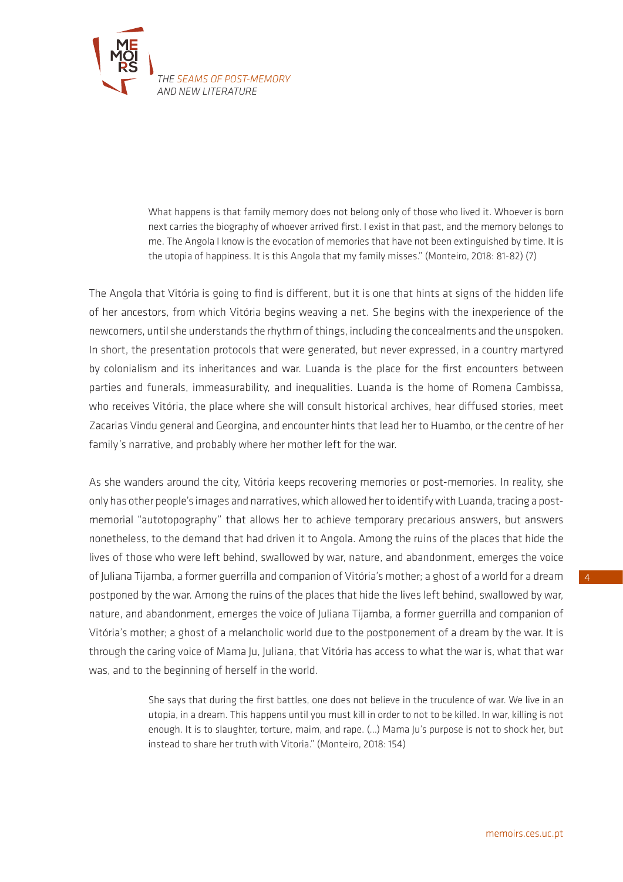> What happens is that family memory does not belong only of those who lived it. Whoever is born next carries the biography of whoever arrived first. I exist in that past, and the memory belongs to me. The Angola I know is the evocation of memories that have not been extinguished by time. It is the utopia of happiness. It is this Angola that my family misses." (Monteiro, 2018: 81-82) (7)

The Angola that Vitória is going to find is different, but it is one that hints at signs of the hidden life of her ancestors, from which Vitória begins weaving a net. She begins with the inexperience of the newcomers, until she understands the rhythm of things, including the concealments and the unspoken. In short, the presentation protocols that were generated, but never expressed, in a country martyred by colonialism and its inheritances and war. Luanda is the place for the first encounters between parties and funerals, immeasurability, and inequalities. Luanda is the home of Romena Cambissa, who receives Vitória, the place where she will consult historical archives, hear diffused stories, meet Zacarias Vindu general and Georgina, and encounter hints that lead her to Huambo, or the centre of her family's narrative, and probably where her mother left for the war.

As she wanders around the city, Vitória keeps recovering memories or post-memories. In reality, she only has other people's images and narratives, which allowed her to identify with Luanda, tracing a post-memorial "autotopography" that allows her to achieve temporary precarious answers, but answers nonetheless, to the demand that had driven it to Angola. Among the ruins of the places that hide the lives of those who were left behind, swallowed by war, nature, and abandonment, emerges the voice of Juliana Tijamba, a former guerrilla and companion of Vitória's mother; a ghost of a world for a dream postponed by the war. Among the ruins of the places that hide the lives left behind, swallowed by war, nature, and abandonment, emerges the voice of Juliana Tijamba, a former guerrilla and companion of Vitória's mother; a ghost of a melancholic world due to the postponement of a dream by the war. It is through the caring voice of Mama Ju, Juliana, that Vitória has access to what the war is, what that war was, and to the beginning of herself in the world.

> She says that during the first battles, one does not believe in the truculence of war. We live in an utopia, in a dream. This happens until you must kill in order to not to be killed. In war, killing is not enough. It is to slaughter, torture, maim, and rape. (...) Mama Ju's purpose is not to shock her, but instead to share her truth with Vitoria." (Monteiro, 2018: 154)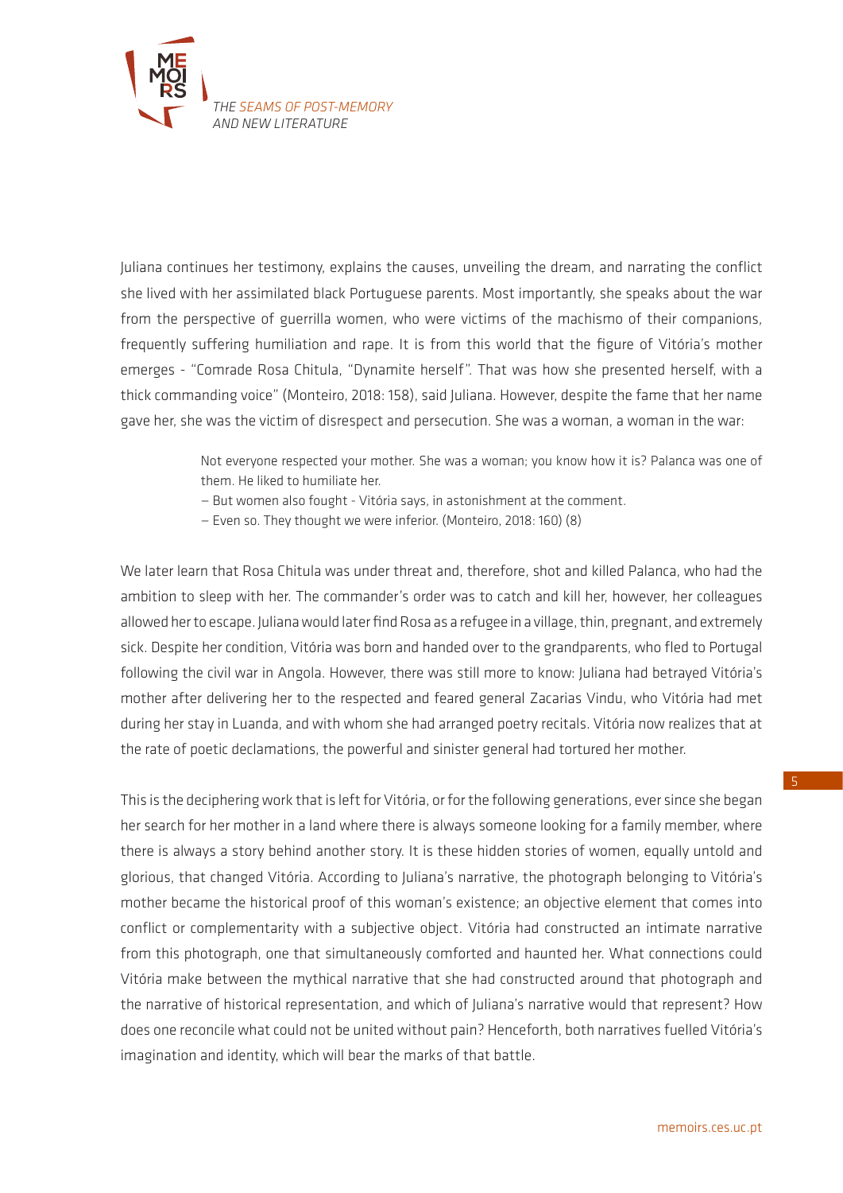Juliana continues her testimony, explains the causes, unveiling the dream, and narrating the conflict she lived with her assimilated black Portuguese parents. Most importantly, she speaks about the war from the perspective of guerrilla women, who were victims of the machismo of their companions, frequently suffering humiliation and rape. It is from this world that the figure of Vitória's mother emerges - "Comrade Rosa Chitula, "Dynamite herself". That was how she presented herself, with a thick commanding voice" (Monteiro, 2018: 158), said Juliana. However, despite the fame that her name gave her, she was the victim of disrespect and persecution. She was a woman, a woman in the war:

> Not everyone respected your mother. She was a woman; you know how it is? Palanca was one of them. He liked to humiliate her.
>
> – But women also fought - Vitória says, in astonishment at the comment.
>
> – Even so. They thought we were inferior. (Monteiro, 2018: 160) (8)

We later learn that Rosa Chitula was under threat and, therefore, shot and killed Palanca, who had the ambition to sleep with her. The commander's order was to catch and kill her, however, her colleagues allowed her to escape. Juliana would later find Rosa as a refugee in a village, thin, pregnant, and extremely sick. Despite her condition, Vitória was born and handed over to the grandparents, who fled to Portugal following the civil war in Angola. However, there was still more to know: Juliana had betrayed Vitória's mother after delivering her to the respected and feared general Zacarias Vindu, who Vitória had met during her stay in Luanda, and with whom she had arranged poetry recitals. Vitória now realizes that at the rate of poetic declamations, the powerful and sinister general had tortured her mother.

This is the deciphering work that is left for Vitória, or for the following generations, ever since she began her search for her mother in a land where there is always someone looking for a family member, where there is always a story behind another story. It is these hidden stories of women, equally untold and glorious, that changed Vitória. According to Juliana's narrative, the photograph belonging to Vitória's mother became the historical proof of this woman's existence; an objective element that comes into conflict or complementarity with a subjective object. Vitória had constructed an intimate narrative from this photograph, one that simultaneously comforted and haunted her. What connections could Vitória make between the mythical narrative that she had constructed around that photograph and the narrative of historical representation, and which of Juliana's narrative would that represent? How does one reconcile what could not be united without pain? Henceforth, both narratives fuelled Vitória's imagination and identity, which will bear the marks of that battle.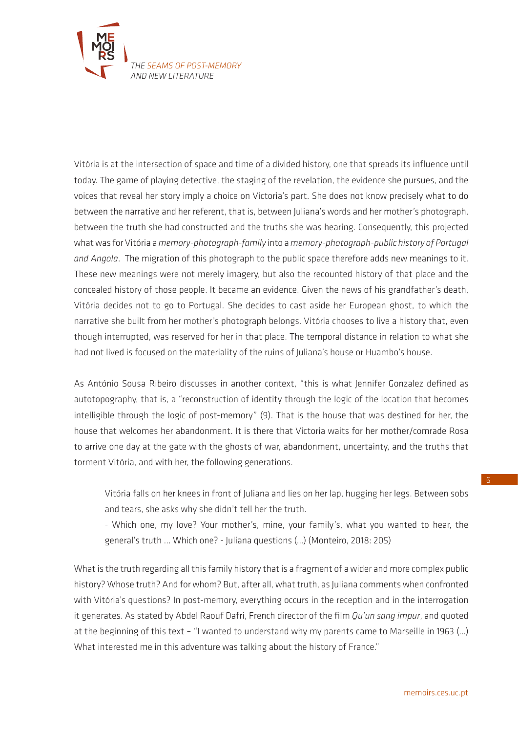Vitória is at the intersection of space and time of a divided history, one that spreads its influence until today. The game of playing detective, the staging of the revelation, the evidence she pursues, and the voices that reveal her story imply a choice on Victoria's part. She does not know precisely what to do between the narrative and her referent, that is, between Juliana's words and her mother's photograph, between the truth she had constructed and the truths she was hearing. Consequently, this projected what was for Vitória a *memory-photograph-family* into a *memory-photograph-public history of Portugal and Angola*. The migration of this photograph to the public space therefore adds new meanings to it. These new meanings were not merely imagery, but also the recounted history of that place and the concealed history of those people. It became an evidence. Given the news of his grandfather's death, Vitória decides not to go to Portugal. She decides to cast aside her European ghost, to which the narrative she built from her mother's photograph belongs. Vitória chooses to live a history that, even though interrupted, was reserved for her in that place. The temporal distance in relation to what she had not lived is focused on the materiality of the ruins of Juliana's house or Huambo's house.

As António Sousa Ribeiro discusses in another context, "this is what Jennifer Gonzalez defined as autotopography, that is, a "reconstruction of identity through the logic of the location that becomes intelligible through the logic of post-memory" (9). That is the house that was destined for her, the house that welcomes her abandonment. It is there that Victoria waits for her mother/comrade Rosa to arrive one day at the gate with the ghosts of war, abandonment, uncertainty, and the truths that torment Vitória, and with her, the following generations.

> Vitória falls on her knees in front of Juliana and lies on her lap, hugging her legs. Between sobs and tears, she asks why she didn't tell her the truth.
>
> - Which one, my love? Your mother's, mine, your family's, what you wanted to hear, the general's truth ... Which one? - Juliana questions (...) (Monteiro, 2018: 205)

What is the truth regarding all this family history that is a fragment of a wider and more complex public history? Whose truth? And for whom? But, after all, what truth, as Juliana comments when confronted with Vitória's questions? In post-memory, everything occurs in the reception and in the interrogation it generates. As stated by Abdel Raouf Dafri, French director of the film *Qu'un sang impur*, and quoted at the beginning of this text – "I wanted to understand why my parents came to Marseille in 1963 (...) What interested me in this adventure was talking about the history of France."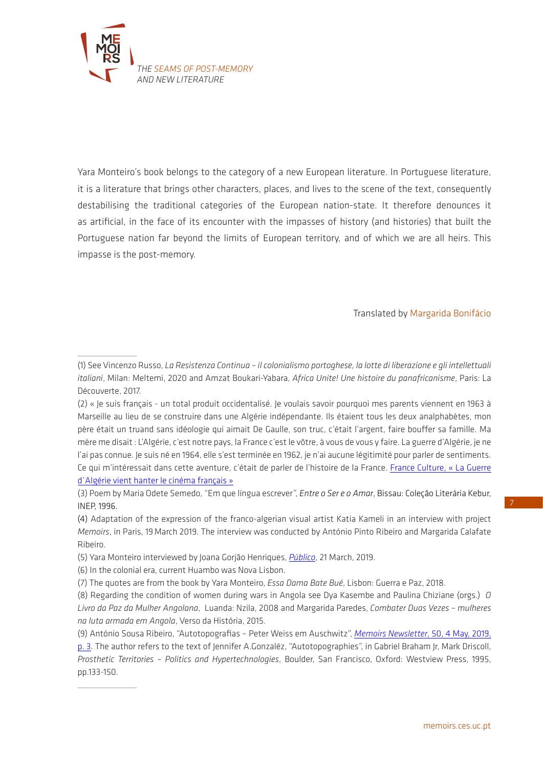Yara Monteiro's book belongs to the category of a new European literature. In Portuguese literature, it is a literature that brings other characters, places, and lives to the scene of the text, consequently destabilising the traditional categories of the European nation-state. It therefore denounces it as artificial, in the face of its encounter with the impasses of history (and histories) that built the Portuguese nation far beyond the limits of European territory, and of which we are all heirs. This impasse is the post-memory.

Translated by Margarida Bonifácio

---

(1) See Vincenzo Russo, *La Resistenza Continua – il colonialismo portoghese, la lotte di liberazione e gli intellettuali italiani*, Milan: Meltemi, 2020 and Amzat Boukari-Yabara, *Africa Unite! Une histoire du panafricanisme*, Paris: La Découverte, 2017.

(2) « Je suis français - un total produit occidentalisé. Je voulais savoir pourquoi mes parents viennent en 1963 à Marseille au lieu de se construire dans une Algérie indépendante. Ils étaient tous les deux analphabètes, mon père était un truand sans idéologie qui aimait De Gaulle, son truc, c'était l'argent, faire bouffer sa famille. Ma mère me disait : L'Algérie, c'est notre pays, la France c'est le vôtre, à vous de vous y faire. La guerre d'Algérie, je ne l'ai pas connue. Je suis né en 1964, elle s'est terminée en 1962, je n'ai aucune légitimité pour parler de sentiments. Ce qui m'intéressait dans cette aventure, c'était de parler de l'histoire de la France. [France Culture, « La Guerre d´Algérie vient hanter le cinéma français »]

(3) Poem by Maria Odete Semedo, "Em que língua escrever", *Entre o Ser e o Amar*, Bissau: Coleção Literária Kebur, INEP, 1996.

(4) Adaptation of the expression of the franco-algerian visual artist Katia Kameli in an interview with project *Memoirs*, in Paris, 19 March 2019. The interview was conducted by António Pinto Ribeiro and Margarida Calafate Ribeiro.

(5) Yara Monteiro interviewed by Joana Gorjão Henriques, *Público*, 21 March, 2019.

(6) In the colonial era, current Huambo was Nova Lisbon.

(7) The quotes are from the book by Yara Monteiro, *Essa Dama Bate Bué*, Lisbon: Guerra e Paz, 2018.

(8) Regarding the condition of women during wars in Angola see Dya Kasembe and Paulina Chiziane (orgs.) *O Livro da Paz da Mulher Angolana*, Luanda: Nzila, 2008 and Margarida Paredes, *Combater Duas Vezes – mulheres na luta armada em Angola*, Verso da História, 2015.

(9) António Sousa Ribeiro, "Autotopografias – Peter Weiss em Auschwitz", *Memoirs Newsletter*, 50, 4 May, 2019, p. 3. The author refers to the text of Jennifer A.Gonzaléz, "Autotopographies", in Gabriel Braham Jr, Mark Driscoll, *Prosthetic Territories – Politics and Hypertechnologies*, Boulder, San Francisco, Oxford: Westview Press, 1995, pp.133-150.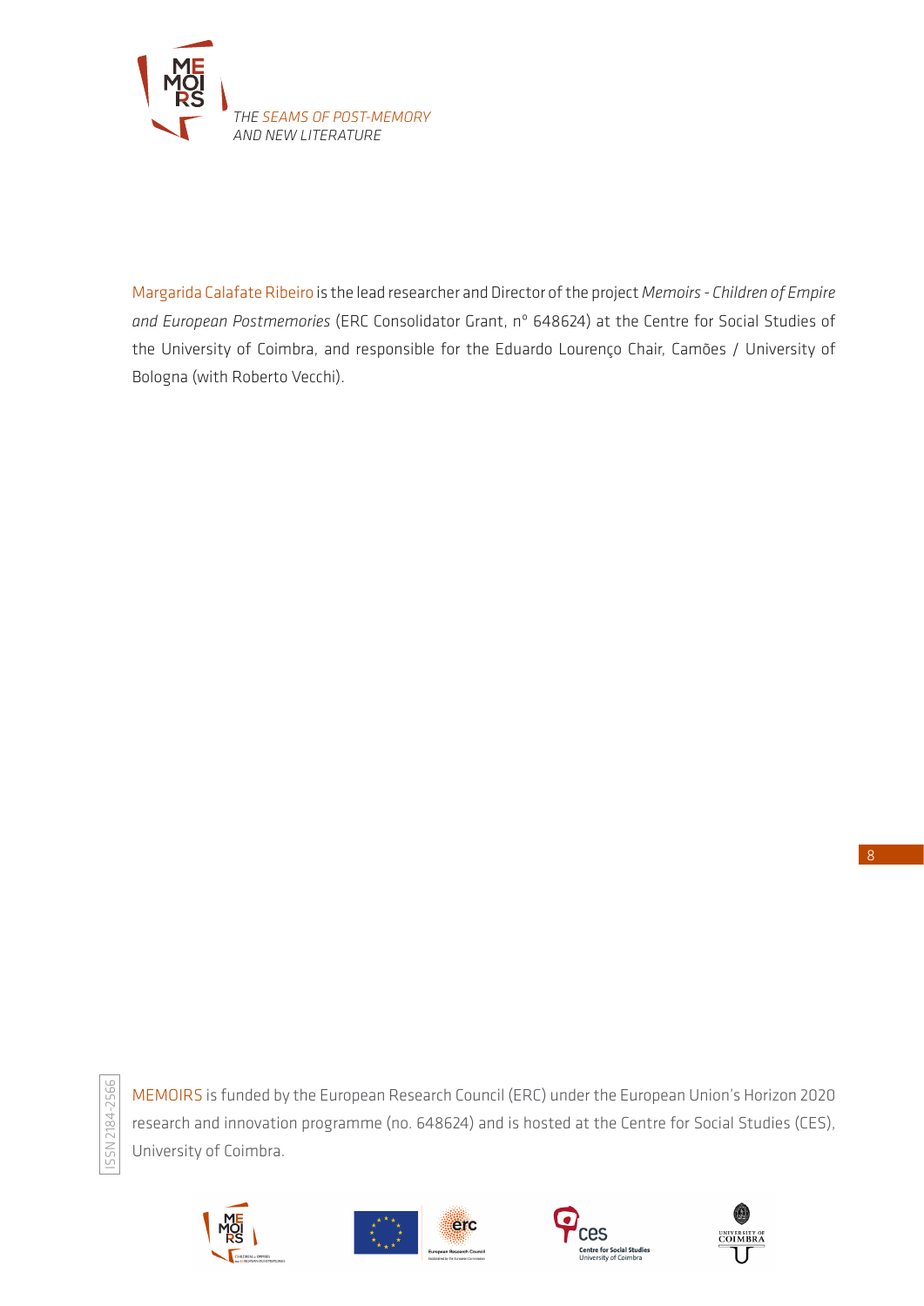Margarida Calafate Ribeiro is the lead researcher and Director of the project *Memoirs - Children of Empire and European Postmemories* (ERC Consolidator Grant, nº 648624) at the Centre for Social Studies of the University of Coimbra, and responsible for the Eduardo Lourenço Chair, Camões / University of Bologna (with Roberto Vecchi).

MEMOIRS is funded by the European Research Council (ERC) under the European Union's Horizon 2020 research and innovation programme (no. 648624) and is hosted at the Centre for Social Studies (CES), University of Coimbra.